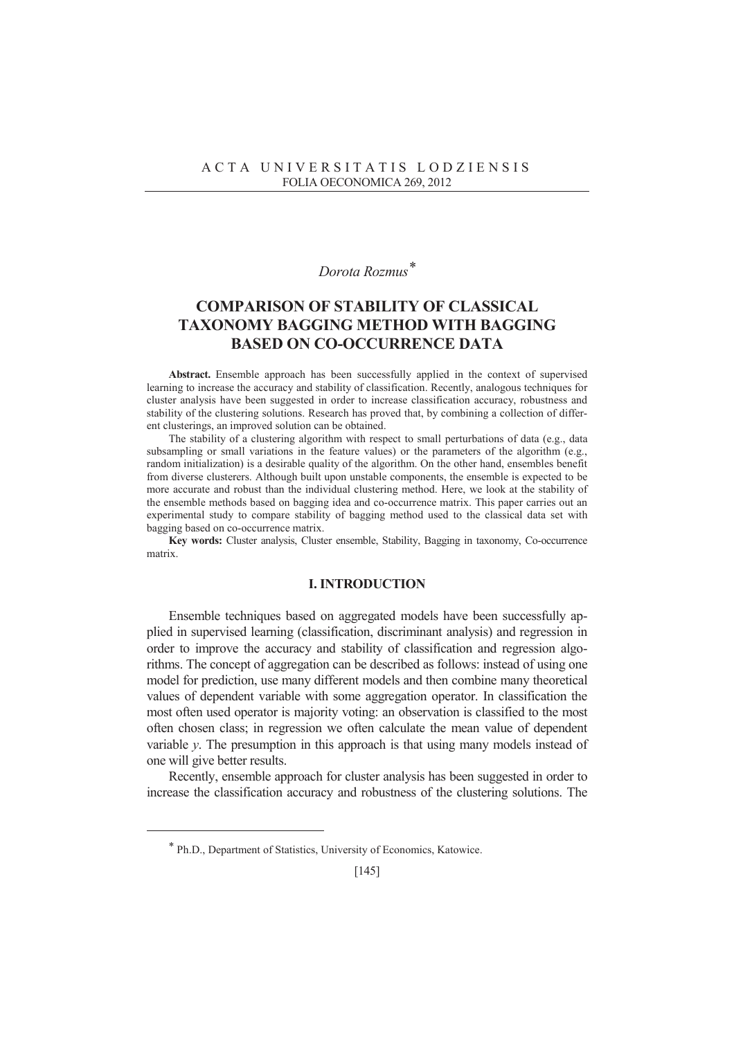A C T A U N I V E R S I T A T I S L O D Z I E N S I S
FOLIA OECONOMICA 269, 2012

*Dorota Rozmus*[*]

# COMPARISON OF STABILITY OF CLASSICAL TAXONOMY BAGGING METHOD WITH BAGGING BASED ON CO-OCCURRENCE DATA

**Abstract.** Ensemble approach has been successfully applied in the context of supervised learning to increase the accuracy and stability of classification. Recently, analogous techniques for cluster analysis have been suggested in order to increase classification accuracy, robustness and stability of the clustering solutions. Research has proved that, by combining a collection of different clusterings, an improved solution can be obtained.

The stability of a clustering algorithm with respect to small perturbations of data (e.g., data subsampling or small variations in the feature values) or the parameters of the algorithm (e.g., random initialization) is a desirable quality of the algorithm. On the other hand, ensembles benefit from diverse clusterers. Although built upon unstable components, the ensemble is expected to be more accurate and robust than the individual clustering method. Here, we look at the stability of the ensemble methods based on bagging idea and co-occurrence matrix. This paper carries out an experimental study to compare stability of bagging method used to the classical data set with bagging based on co-occurrence matrix.

**Key words:** Cluster analysis, Cluster ensemble, Stability, Bagging in taxonomy, Co-occurrence matrix.

## I. INTRODUCTION

Ensemble techniques based on aggregated models have been successfully applied in supervised learning (classification, discriminant analysis) and regression in order to improve the accuracy and stability of classification and regression algorithms. The concept of aggregation can be described as follows: instead of using one model for prediction, use many different models and then combine many theoretical values of dependent variable with some aggregation operator. In classification the most often used operator is majority voting: an observation is classified to the most often chosen class; in regression we often calculate the mean value of dependent variable $y$. The presumption in this approach is that using many models instead of one will give better results.

Recently, ensemble approach for cluster analysis has been suggested in order to increase the classification accuracy and robustness of the clustering solutions. The

---

[*] Ph.D., Department of Statistics, University of Economics, Katowice.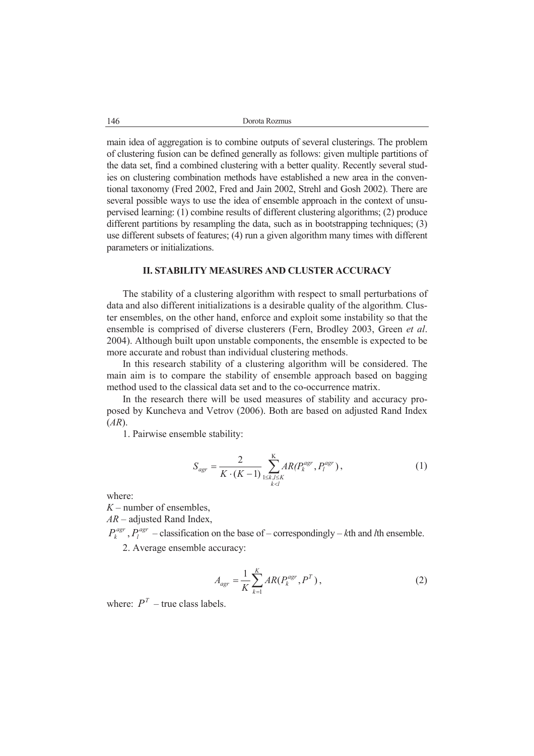main idea of aggregation is to combine outputs of several clusterings. The problem of clustering fusion can be defined generally as follows: given multiple partitions of the data set, find a combined clustering with a better quality. Recently several studies on clustering combination methods have established a new area in the conventional taxonomy (Fred 2002, Fred and Jain 2002, Strehl and Gosh 2002). There are several possible ways to use the idea of ensemble approach in the context of unsupervised learning: (1) combine results of different clustering algorithms; (2) produce different partitions by resampling the data, such as in bootstrapping techniques; (3) use different subsets of features; (4) run a given algorithm many times with different parameters or initializations.

## II. STABILITY MEASURES AND CLUSTER ACCURACY

The stability of a clustering algorithm with respect to small perturbations of data and also different initializations is a desirable quality of the algorithm. Cluster ensembles, on the other hand, enforce and exploit some instability so that the ensemble is comprised of diverse clusterers (Fern, Brodley 2003, Green *et al*. 2004). Although built upon unstable components, the ensemble is expected to be more accurate and robust than individual clustering methods.

In this research stability of a clustering algorithm will be considered. The main aim is to compare the stability of ensemble approach based on bagging method used to the classical data set and to the co-occurrence matrix.

In the research there will be used measures of stability and accuracy proposed by Kuncheva and Vetrov (2006). Both are based on adjusted Rand Index (*AR*).

1. Pairwise ensemble stability:

$$S_{agr} = \frac{2}{K \cdot (K-1)} \sum_{\substack{1 \le k, l \le K \\ k<l}}^{K} AR(P_k^{agr}, P_l^{agr}), \tag{1}$$

where:

$K$ – number of ensembles,

$AR$ – adjusted Rand Index,

$P_k^{agr}, P_l^{agr}$ – classification on the base of – correspondingly – $k$th and $l$th ensemble.

2. Average ensemble accuracy:

$$A_{agr} = \frac{1}{K} \sum_{k=1}^{K} AR(P_k^{agr}, P^T), \tag{2}$$

where: $P^T$ – true class labels.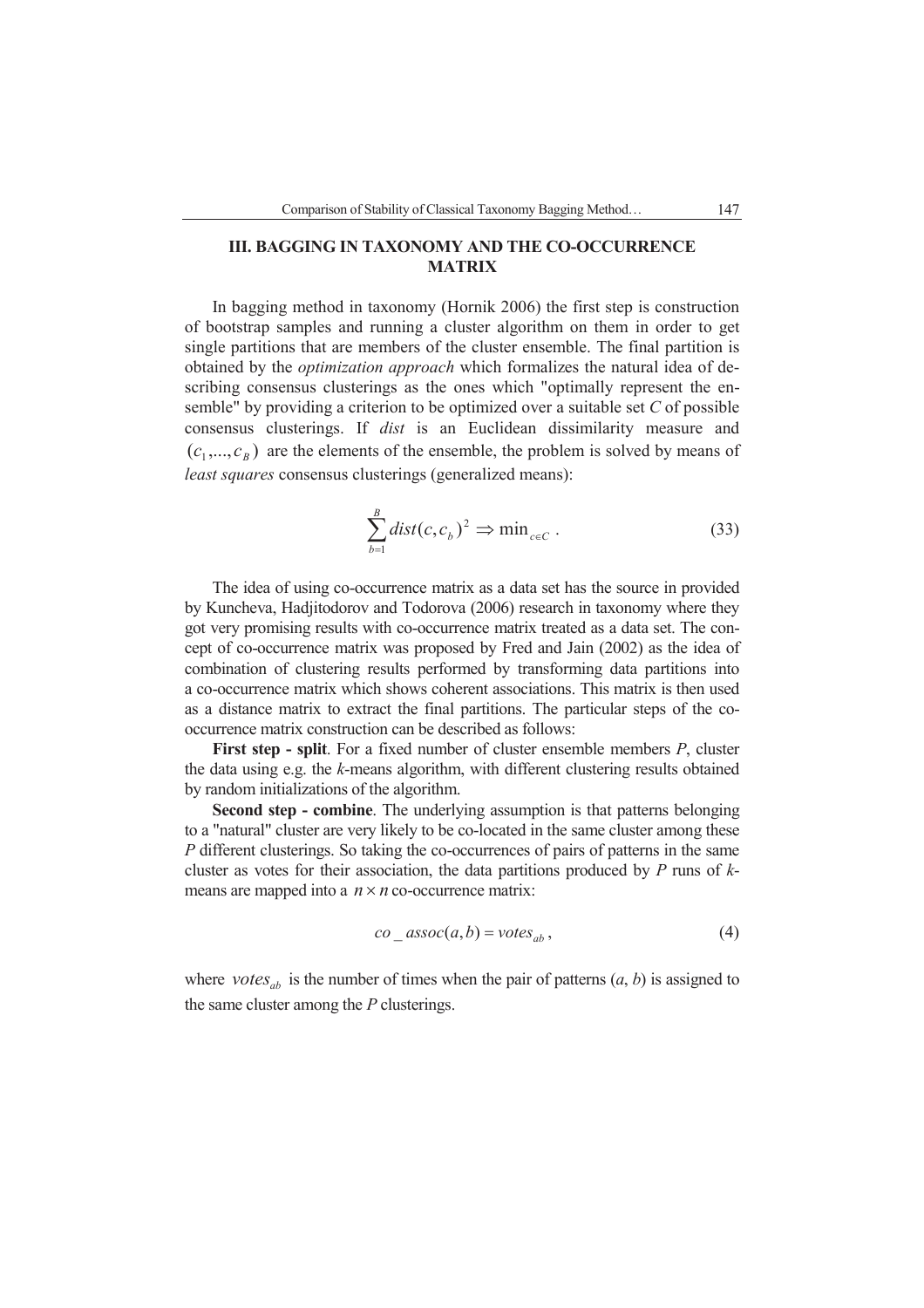## III. BAGGING IN TAXONOMY AND THE CO-OCCURRENCE MATRIX

In bagging method in taxonomy (Hornik 2006) the first step is construction of bootstrap samples and running a cluster algorithm on them in order to get single partitions that are members of the cluster ensemble. The final partition is obtained by the *optimization approach* which formalizes the natural idea of describing consensus clusterings as the ones which "optimally represent the ensemble" by providing a criterion to be optimized over a suitable set $C$ of possible consensus clusterings. If *dist* is an Euclidean dissimilarity measure and $(c_1,...,c_B)$ are the elements of the ensemble, the problem is solved by means of *least squares* consensus clusterings (generalized means):

$$\sum_{b=1}^{B} dist(c, c_b)^2 \Rightarrow \min_{c \in C} . \tag{33}$$

The idea of using co-occurrence matrix as a data set has the source in provided by Kuncheva, Hadjitodorov and Todorova (2006) research in taxonomy where they got very promising results with co-occurrence matrix treated as a data set. The concept of co-occurrence matrix was proposed by Fred and Jain (2002) as the idea of combination of clustering results performed by transforming data partitions into a co-occurrence matrix which shows coherent associations. This matrix is then used as a distance matrix to extract the final partitions. The particular steps of the co-occurrence matrix construction can be described as follows:

**First step - split**. For a fixed number of cluster ensemble members $P$, cluster the data using e.g. the $k$-means algorithm, with different clustering results obtained by random initializations of the algorithm.

**Second step - combine**. The underlying assumption is that patterns belonging to a "natural" cluster are very likely to be co-located in the same cluster among these $P$ different clusterings. So taking the co-occurrences of pairs of patterns in the same cluster as votes for their association, the data partitions produced by $P$ runs of $k$-means are mapped into a $n \times n$ co-occurrence matrix:

$$co\_assoc(a, b) = votes_{ab} , \tag{4}$$

where $votes_{ab}$ is the number of times when the pair of patterns $(a, b)$ is assigned to the same cluster among the $P$ clusterings.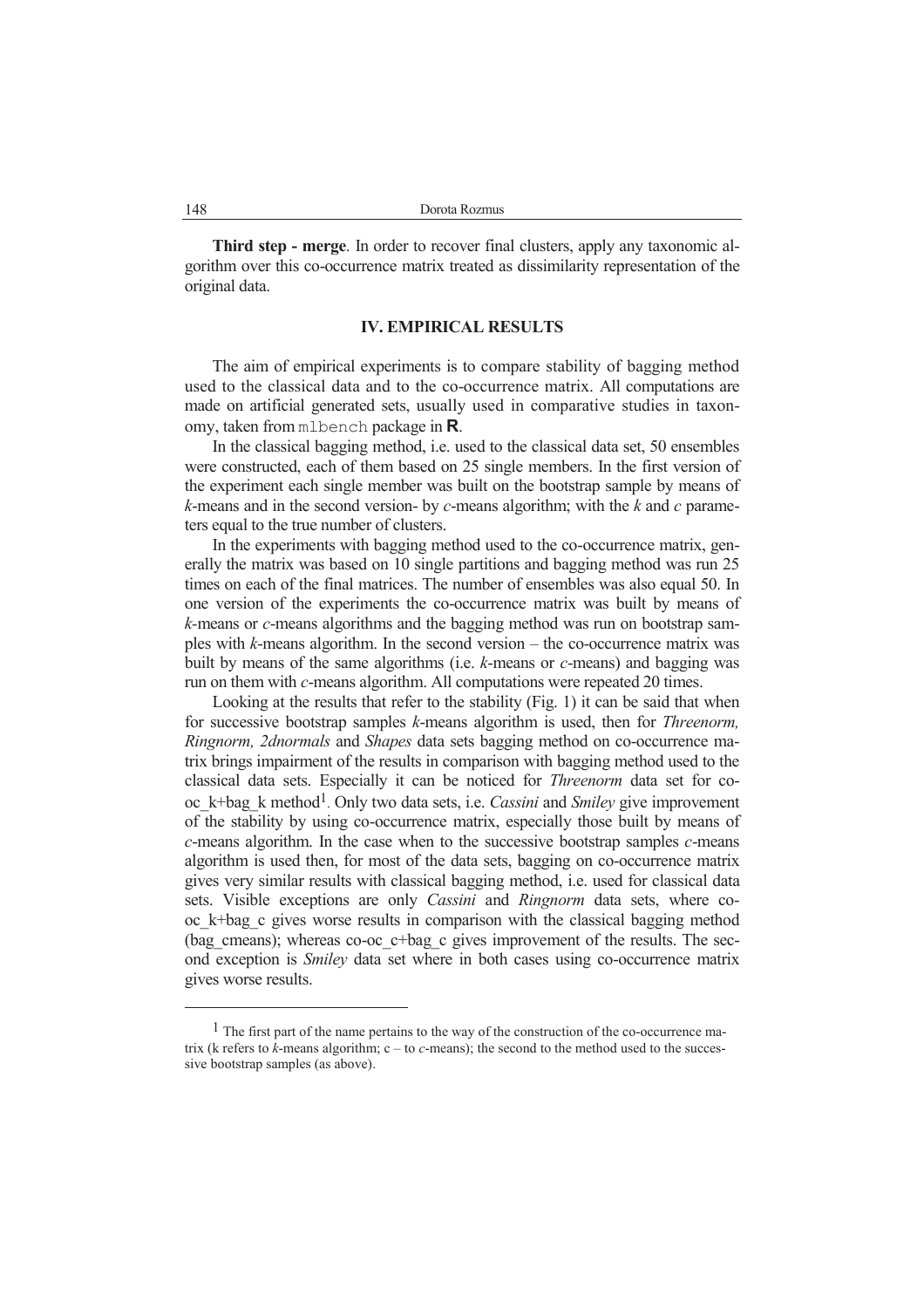**Third step - merge**. In order to recover final clusters, apply any taxonomic algorithm over this co-occurrence matrix treated as dissimilarity representation of the original data.

## IV. EMPIRICAL RESULTS

The aim of empirical experiments is to compare stability of bagging method used to the classical data and to the co-occurrence matrix. All computations are made on artificial generated sets, usually used in comparative studies in taxonomy, taken from `mlbench` package in **R**.

In the classical bagging method, i.e. used to the classical data set, 50 ensembles were constructed, each of them based on 25 single members. In the first version of the experiment each single member was built on the bootstrap sample by means of *k*-means and in the second version- by *c*-means algorithm; with the *k* and *c* parameters equal to the true number of clusters.

In the experiments with bagging method used to the co-occurrence matrix, generally the matrix was based on 10 single partitions and bagging method was run 25 times on each of the final matrices. The number of ensembles was also equal 50. In one version of the experiments the co-occurrence matrix was built by means of *k*-means or *c*-means algorithms and the bagging method was run on bootstrap samples with *k*-means algorithm. In the second version – the co-occurrence matrix was built by means of the same algorithms (i.e. *k*-means or *c*-means) and bagging was run on them with *c*-means algorithm. All computations were repeated 20 times.

Looking at the results that refer to the stability (Fig. 1) it can be said that when for successive bootstrap samples *k*-means algorithm is used, then for *Threenorm, Ringnorm, 2dnormals* and *Shapes* data sets bagging method on co-occurrence matrix brings impairment of the results in comparison with bagging method used to the classical data sets. Especially it can be noticed for *Threenorm* data set for co-oc_k+bag_k method[1]. Only two data sets, i.e. *Cassini* and *Smiley* give improvement of the stability by using co-occurrence matrix, especially those built by means of *c*-means algorithm. In the case when to the successive bootstrap samples *c*-means algorithm is used then, for most of the data sets, bagging on co-occurrence matrix gives very similar results with classical bagging method, i.e. used for classical data sets. Visible exceptions are only *Cassini* and *Ringnorm* data sets, where co-oc_k+bag_c gives worse results in comparison with the classical bagging method (bag_cmeans); whereas co-oc_c+bag_c gives improvement of the results. The second exception is *Smiley* data set where in both cases using co-occurrence matrix gives worse results.

---

[1] The first part of the name pertains to the way of the construction of the co-occurrence matrix (k refers to *k*-means algorithm; c – to *c*-means); the second to the method used to the successive bootstrap samples (as above).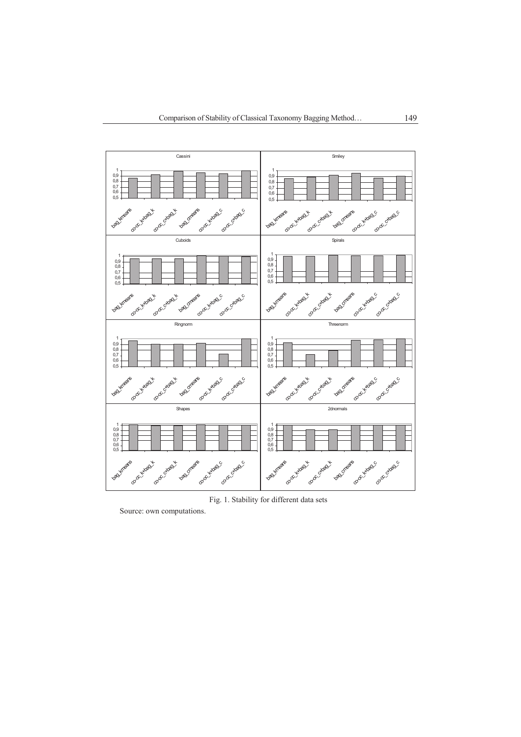Fig. 1. Stability for different data sets

Source: own computations.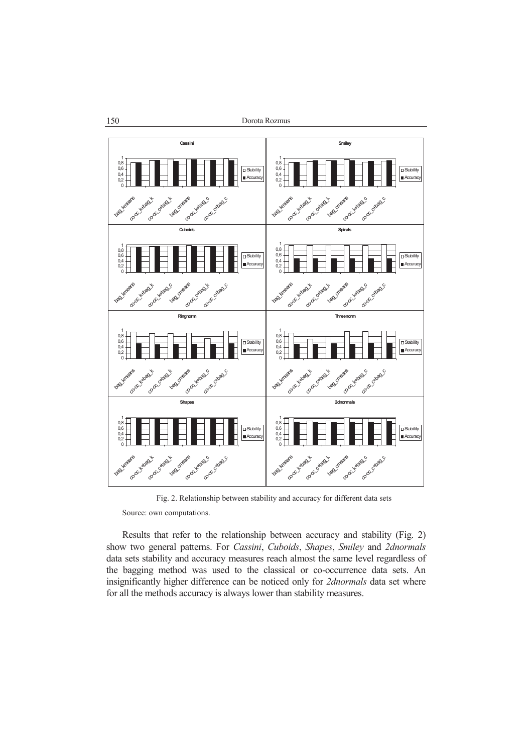Fig. 2. Relationship between stability and accuracy for different data sets

Source: own computations.

Results that refer to the relationship between accuracy and stability (Fig. 2) show two general patterns. For *Cassini*, *Cuboids*, *Shapes*, *Smiley* and *2dnormals* data sets stability and accuracy measures reach almost the same level regardless of the bagging method was used to the classical or co-occurrence data sets. An insignificantly higher difference can be noticed only for *2dnormals* data set where for all the methods accuracy is always lower than stability measures.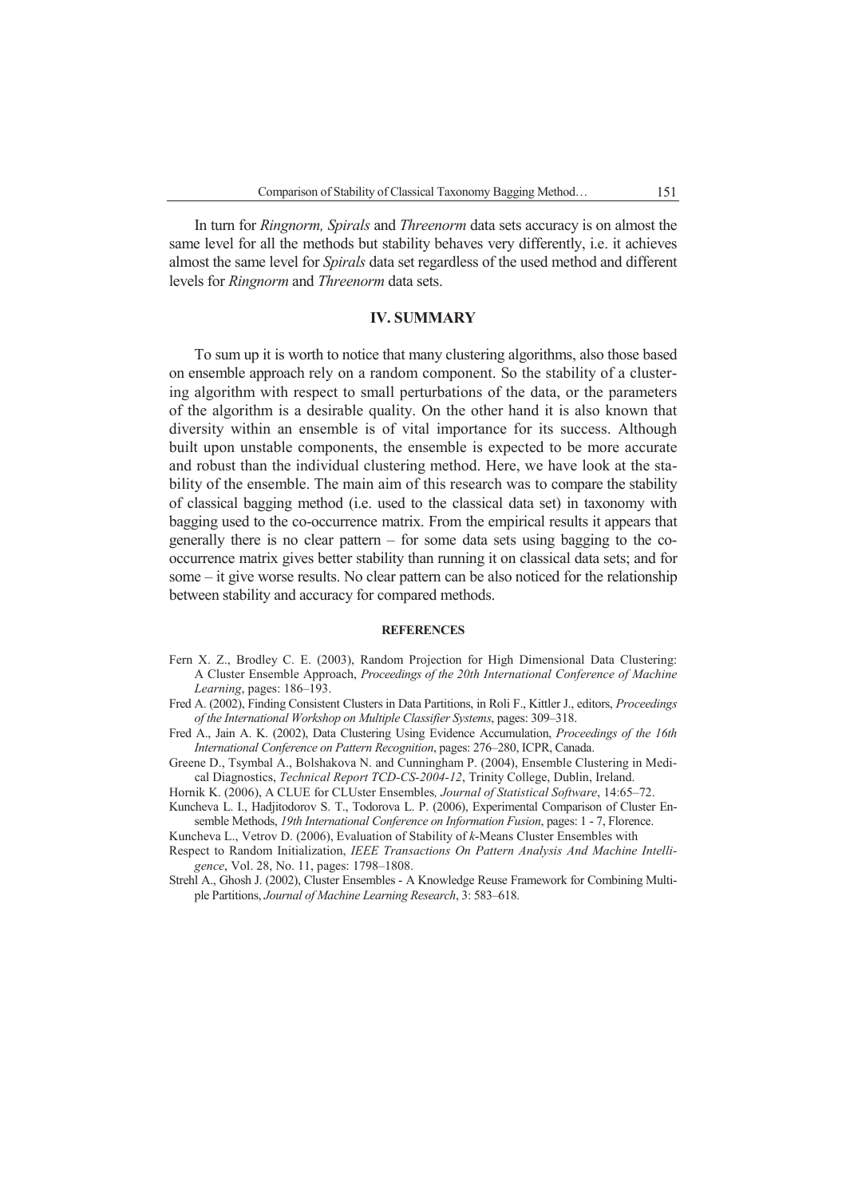In turn for *Ringnorm, Spirals* and *Threenorm* data sets accuracy is on almost the same level for all the methods but stability behaves very differently, i.e. it achieves almost the same level for *Spirals* data set regardless of the used method and different levels for *Ringnorm* and *Threenorm* data sets.

## IV. SUMMARY

To sum up it is worth to notice that many clustering algorithms, also those based on ensemble approach rely on a random component. So the stability of a clustering algorithm with respect to small perturbations of the data, or the parameters of the algorithm is a desirable quality. On the other hand it is also known that diversity within an ensemble is of vital importance for its success. Although built upon unstable components, the ensemble is expected to be more accurate and robust than the individual clustering method. Here, we have look at the stability of the ensemble. The main aim of this research was to compare the stability of classical bagging method (i.e. used to the classical data set) in taxonomy with bagging used to the co-occurrence matrix. From the empirical results it appears that generally there is no clear pattern – for some data sets using bagging to the co-occurrence matrix gives better stability than running it on classical data sets; and for some – it give worse results. No clear pattern can be also noticed for the relationship between stability and accuracy for compared methods.

### REFERENCES

Fern X. Z., Brodley C. E. (2003), Random Projection for High Dimensional Data Clustering: A Cluster Ensemble Approach, *Proceedings of the 20th International Conference of Machine Learning*, pages: 186–193.

Fred A. (2002), Finding Consistent Clusters in Data Partitions, in Roli F., Kittler J., editors, *Proceedings of the International Workshop on Multiple Classifier Systems*, pages: 309–318.

Fred A., Jain A. K. (2002), Data Clustering Using Evidence Accumulation, *Proceedings of the 16th International Conference on Pattern Recognition*, pages: 276–280, ICPR, Canada.

Greene D., Tsymbal A., Bolshakova N. and Cunningham P. (2004), Ensemble Clustering in Medical Diagnostics, *Technical Report TCD-CS-2004-12*, Trinity College, Dublin, Ireland.

Hornik K. (2006), A CLUE for CLUster Ensembles*, Journal of Statistical Software*, 14:65–72.

Kuncheva L. I., Hadjitodorov S. T., Todorova L. P. (2006), Experimental Comparison of Cluster Ensemble Methods, *19th International Conference on Information Fusion*, pages: 1 - 7, Florence.

Kuncheva L., Vetrov D. (2006), Evaluation of Stability of *k*-Means Cluster Ensembles with Respect to Random Initialization, *IEEE Transactions On Pattern Analysis And Machine Intelligence*, Vol. 28, No. 11, pages: 1798–1808.

Strehl A., Ghosh J. (2002), Cluster Ensembles - A Knowledge Reuse Framework for Combining Multiple Partitions, *Journal of Machine Learning Research*, 3: 583–618.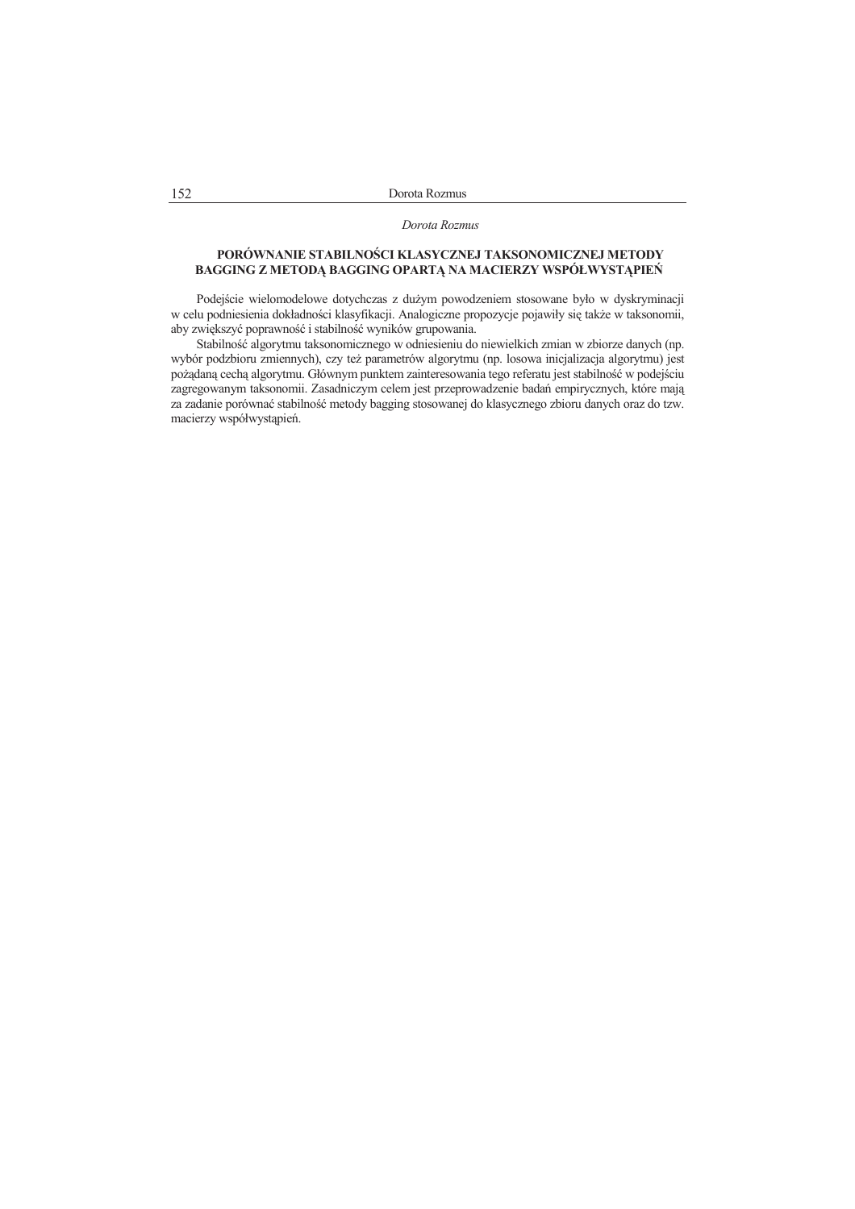*Dorota Rozmus*

**PORÓWNANIE STABILNOŚCI KLASYCZNEJ TAKSONOMICZNEJ METODY BAGGING Z METODĄ BAGGING OPARTĄ NA MACIERZY WSPÓŁWYSTĄPIEŃ**

Podejście wielomodelowe dotychczas z dużym powodzeniem stosowane było w dyskryminacji w celu podniesienia dokładności klasyfikacji. Analogiczne propozycje pojawiły się także w taksonomii, aby zwiększyć poprawność i stabilność wyników grupowania.

Stabilność algorytmu taksonomicznego w odniesieniu do niewielkich zmian w zbiorze danych (np. wybór podzbioru zmiennych), czy też parametrów algorytmu (np. losowa inicjalizacja algorytmu) jest pożądaną cechą algorytmu. Głównym punktem zainteresowania tego referatu jest stabilność w podejściu zagregowanym taksonomii. Zasadniczym celem jest przeprowadzenie badań empirycznych, które mają za zadanie porównać stabilność metody bagging stosowanej do klasycznego zbioru danych oraz do tzw. macierzy współwystąpień.